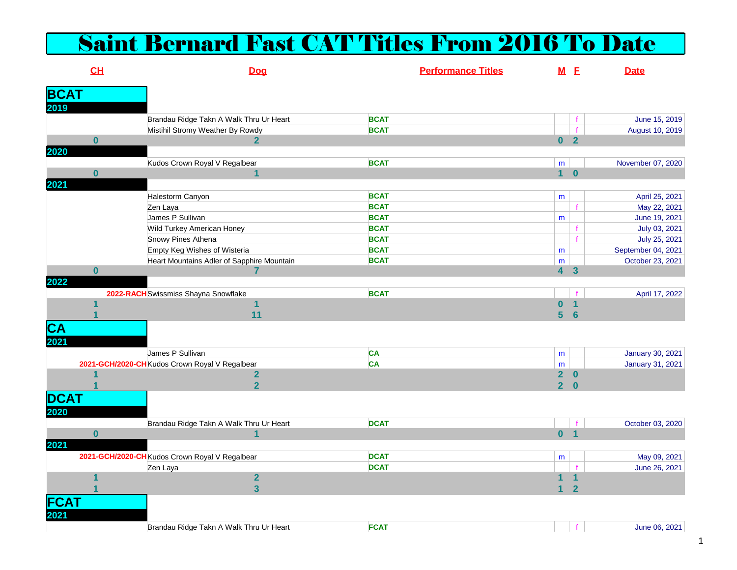# Saint Bernard Fast CAT Titles From 2016 To Date

| CH | Dog | Performance Titles | M | F | Date |
|---|---|---|---|---|---|
| **BCAT** | | | | | |
| **2019** | | | | | |
| | Brandau Ridge Takn A Walk Thru Ur Heart | BCAT | | f | June 15, 2019 |
| | Mistihil Stromy Weather By Rowdy | BCAT | | f | August 10, 2019 |
| **0** | **2** | | **0** | **2** | |
| **2020** | | | | | |
| | Kudos Crown Royal V Regalbear | BCAT | m | | November 07, 2020 |
| **0** | **1** | | **1** | **0** | |
| **2021** | | | | | |
| | Halestorm Canyon | BCAT | m | | April 25, 2021 |
| | Zen Laya | BCAT | | f | May 22, 2021 |
| | James P Sullivan | BCAT | m | | June 19, 2021 |
| | Wild Turkey American Honey | BCAT | | f | July 03, 2021 |
| | Snowy Pines Athena | BCAT | | f | July 25, 2021 |
| | Empty Keg Wishes of Wisteria | BCAT | m | | September 04, 2021 |
| | Heart Mountains Adler of Sapphire Mountain | BCAT | m | | October 23, 2021 |
| **0** | **7** | | **4** | **3** | |
| **2022** | | | | | |
| 2022-RACH | Swissmiss Shayna Snowflake | BCAT | | f | April 17, 2022 |
| **1** | **1** | | **0** | **1** | |
| **1** | **11** | | **5** | **6** | |
| **CA** | | | | | |
| **2021** | | | | | |
| | James P Sullivan | CA | m | | January 30, 2021 |
| 2021-GCH/2020-CH | Kudos Crown Royal V Regalbear | CA | m | | January 31, 2021 |
| **1** | **2** | | **2** | **0** | |
| **1** | **2** | | **2** | **0** | |
| **DCAT** | | | | | |
| **2020** | | | | | |
| | Brandau Ridge Takn A Walk Thru Ur Heart | DCAT | | f | October 03, 2020 |
| **0** | **1** | | **0** | **1** | |
| **2021** | | | | | |
| 2021-GCH/2020-CH | Kudos Crown Royal V Regalbear | DCAT | m | | May 09, 2021 |
| | Zen Laya | DCAT | | f | June 26, 2021 |
| **1** | **2** | | **1** | **1** | |
| **1** | **3** | | **1** | **2** | |
| **FCAT** | | | | | |
| **2021** | | | | | |
| | Brandau Ridge Takn A Walk Thru Ur Heart | FCAT | | f | June 06, 2021 |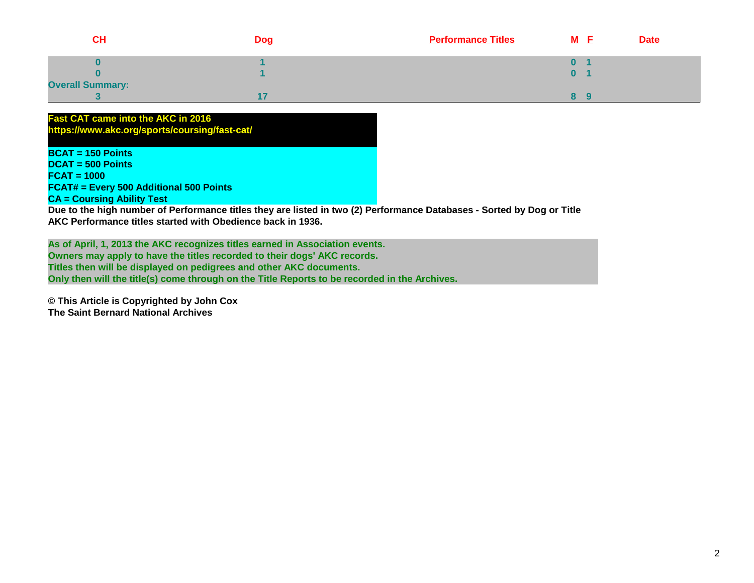| CH | Dog | Performance Titles | M | F | Date |
|---|---|---|---|---|---|
| 0 | 1 | | 0 | 1 | |
| 0 | 1 | | 0 | 1 | |
| Overall Summary: | | | | | |
| 3 | 17 | | 8 | 9 | |

**Fast CAT came into the AKC in 2016**
**https://www.akc.org/sports/coursing/fast-cat/**

**BCAT = 150 Points**
**DCAT = 500 Points**
**FCAT = 1000**
**FCAT# = Every 500 Additional 500 Points**
**CA = Coursing Ability Test**

**Due to the high number of Performance titles they are listed in two (2) Performance Databases - Sorted by Dog or Title**
**AKC Performance titles started with Obedience back in 1936.**

**As of April, 1, 2013 the AKC recognizes titles earned in Association events.**
**Owners may apply to have the titles recorded to their dogs' AKC records.**
**Titles then will be displayed on pedigrees and other AKC documents.**
**Only then will the title(s) come through on the Title Reports to be recorded in the Archives.**

**© This Article is Copyrighted by John Cox**
**The Saint Bernard National Archives**